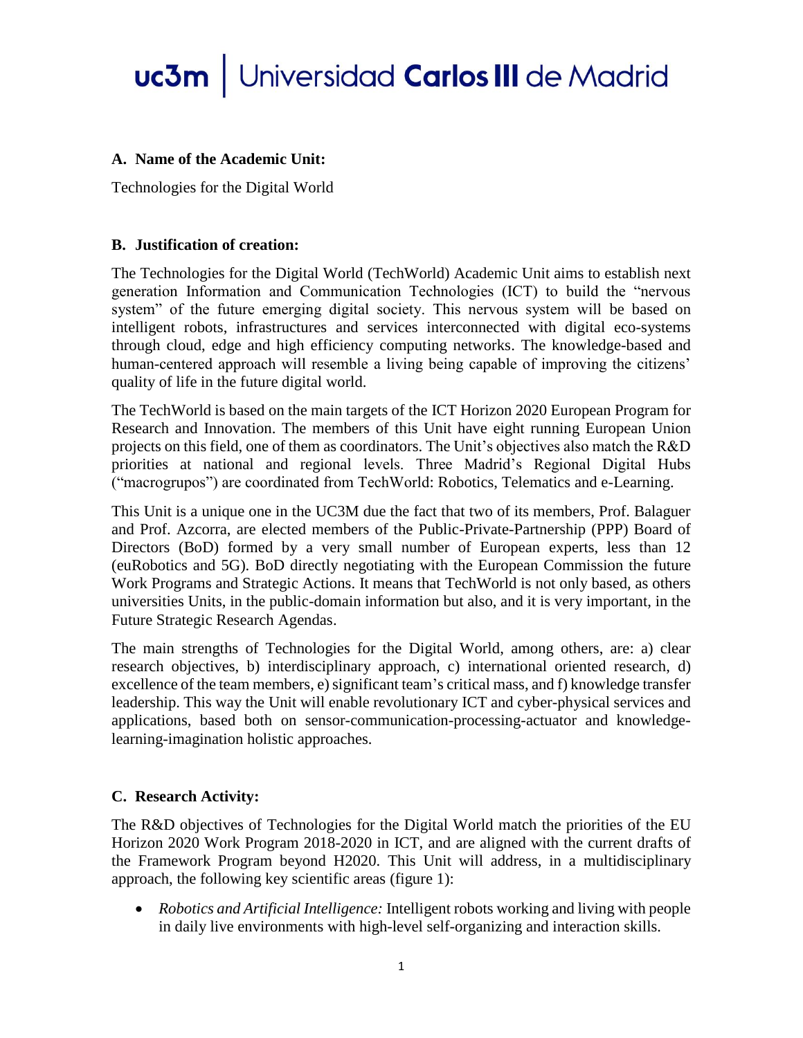### A. Name of the Academic Unit:

Technologies for the Digital World

### B. Justification of creation:

The Technologies for the Digital World (TechWorld) Academic Unit aims to establish next generation Information and Communication Technologies (ICT) to build the "nervous system" of the future emerging digital society. This nervous system will be based on intelligent robots, infrastructures and services interconnected with digital eco-systems through cloud, edge and high efficiency computing networks. The knowledge-based and human-centered approach will resemble a living being capable of improving the citizens' quality of life in the future digital world.

The TechWorld is based on the main targets of the ICT Horizon 2020 European Program for Research and Innovation. The members of this Unit have eight running European Union projects on this field, one of them as coordinators. The Unit's objectives also match the R&D priorities at national and regional levels. Three Madrid's Regional Digital Hubs ("macrogrupos") are coordinated from TechWorld: Robotics, Telematics and e-Learning.

This Unit is a unique one in the UC3M due the fact that two of its members, Prof. Balaguer and Prof. Azcorra, are elected members of the Public-Private-Partnership (PPP) Board of Directors (BoD) formed by a very small number of European experts, less than 12 (euRobotics and 5G). BoD directly negotiating with the European Commission the future Work Programs and Strategic Actions. It means that TechWorld is not only based, as others universities Units, in the public-domain information but also, and it is very important, in the Future Strategic Research Agendas.

The main strengths of Technologies for the Digital World, among others, are: a) clear research objectives, b) interdisciplinary approach, c) international oriented research, d) excellence of the team members, e) significant team's critical mass, and f) knowledge transfer leadership. This way the Unit will enable revolutionary ICT and cyber-physical services and applications, based both on sensor-communication-processing-actuator and knowledge-learning-imagination holistic approaches.

### C. Research Activity:

The R&D objectives of Technologies for the Digital World match the priorities of the EU Horizon 2020 Work Program 2018-2020 in ICT, and are aligned with the current drafts of the Framework Program beyond H2020. This Unit will address, in a multidisciplinary approach, the following key scientific areas (figure 1):

- *Robotics and Artificial Intelligence:* Intelligent robots working and living with people in daily live environments with high-level self-organizing and interaction skills.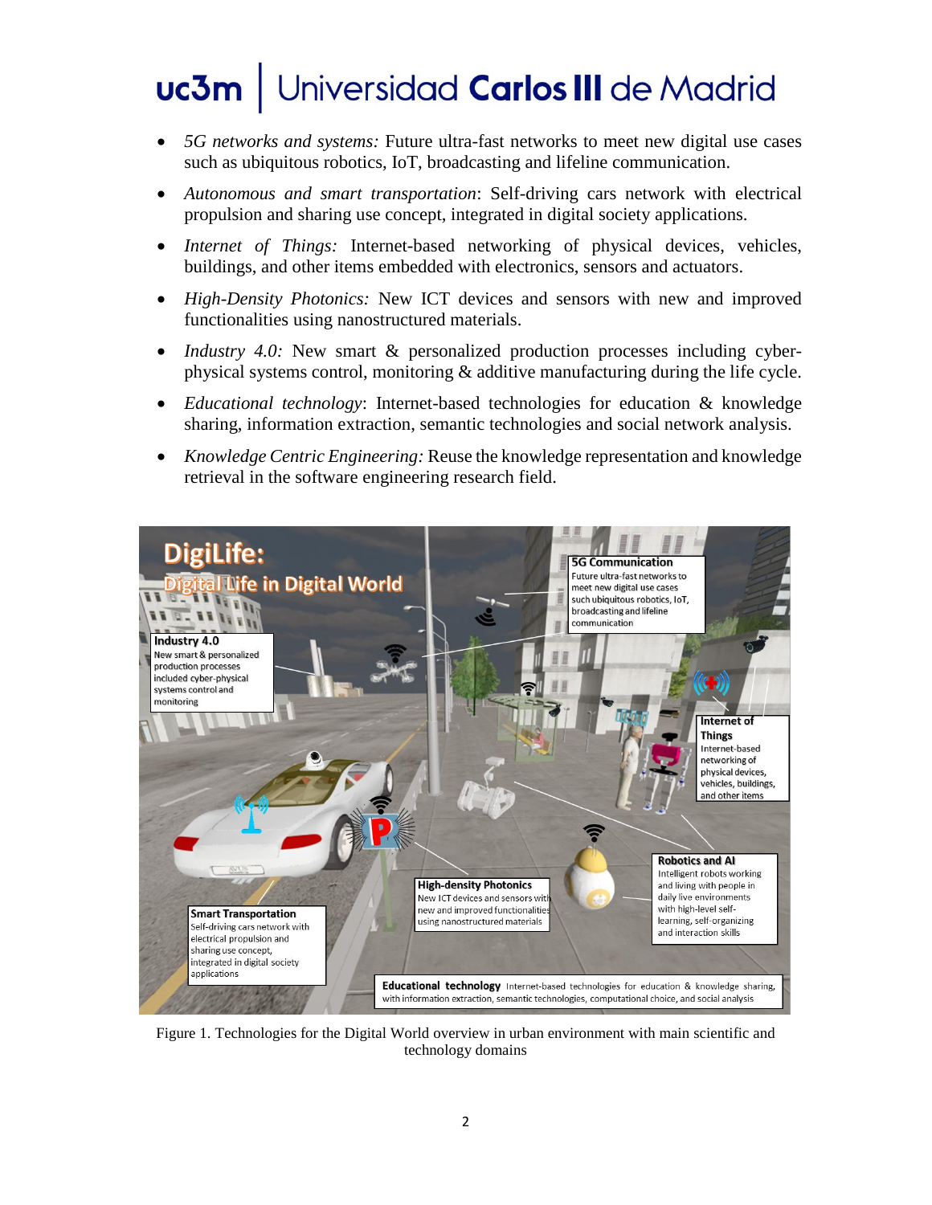- *5G networks and systems:* Future ultra-fast networks to meet new digital use cases such as ubiquitous robotics, IoT, broadcasting and lifeline communication.
- *Autonomous and smart transportation*: Self-driving cars network with electrical propulsion and sharing use concept, integrated in digital society applications.
- *Internet of Things:* Internet-based networking of physical devices, vehicles, buildings, and other items embedded with electronics, sensors and actuators.
- *High-Density Photonics:* New ICT devices and sensors with new and improved functionalities using nanostructured materials.
- *Industry 4.0:* New smart & personalized production processes including cyber-physical systems control, monitoring & additive manufacturing during the life cycle.
- *Educational technology*: Internet-based technologies for education & knowledge sharing, information extraction, semantic technologies and social network analysis.
- *Knowledge Centric Engineering:* Reuse the knowledge representation and knowledge retrieval in the software engineering research field.

Figure 1. Technologies for the Digital World overview in urban environment with main scientific and technology domains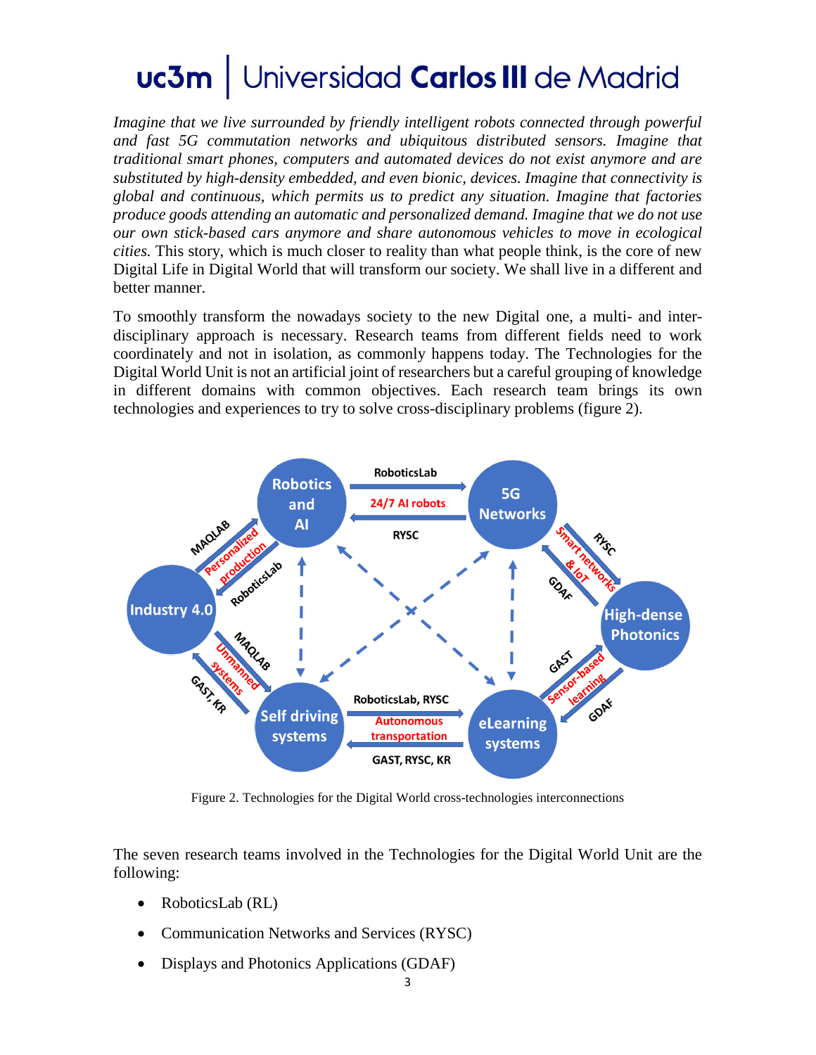*Imagine that we live surrounded by friendly intelligent robots connected through powerful and fast 5G commutation networks and ubiquitous distributed sensors. Imagine that traditional smart phones, computers and automated devices do not exist anymore and are substituted by high-density embedded, and even bionic, devices. Imagine that connectivity is global and continuous, which permits us to predict any situation. Imagine that factories produce goods attending an automatic and personalized demand. Imagine that we do not use our own stick-based cars anymore and share autonomous vehicles to move in ecological cities.* This story, which is much closer to reality than what people think, is the core of new Digital Life in Digital World that will transform our society. We shall live in a different and better manner.

To smoothly transform the nowadays society to the new Digital one, a multi- and inter-disciplinary approach is necessary. Research teams from different fields need to work coordinately and not in isolation, as commonly happens today. The Technologies for the Digital World Unit is not an artificial joint of researchers but a careful grouping of knowledge in different domains with common objectives. Each research team brings its own technologies and experiences to try to solve cross-disciplinary problems (figure 2).

Figure 2. Technologies for the Digital World cross-technologies interconnections

The seven research teams involved in the Technologies for the Digital World Unit are the following:

- RoboticsLab (RL)
- Communication Networks and Services (RYSC)
- Displays and Photonics Applications (GDAF)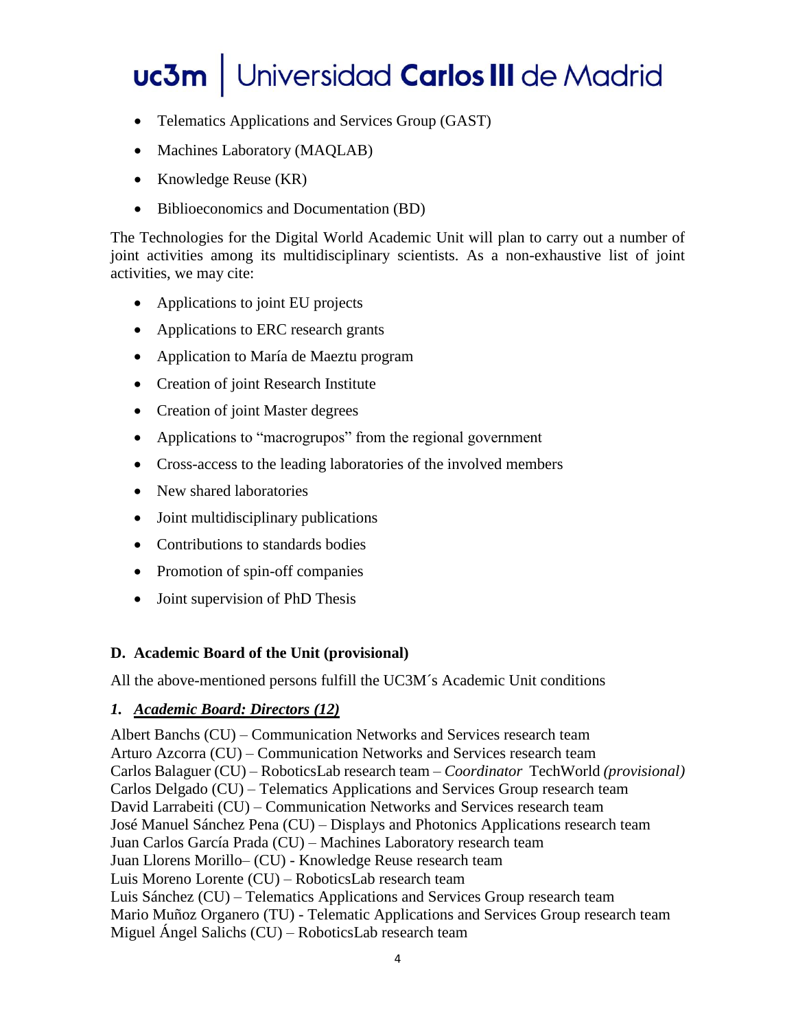- Telematics Applications and Services Group (GAST)
- Machines Laboratory (MAQLAB)
- Knowledge Reuse (KR)
- Biblioeconomics and Documentation (BD)

The Technologies for the Digital World Academic Unit will plan to carry out a number of joint activities among its multidisciplinary scientists. As a non-exhaustive list of joint activities, we may cite:

- Applications to joint EU projects
- Applications to ERC research grants
- Application to María de Maeztu program
- Creation of joint Research Institute
- Creation of joint Master degrees
- Applications to "macrogrupos" from the regional government
- Cross-access to the leading laboratories of the involved members
- New shared laboratories
- Joint multidisciplinary publications
- Contributions to standards bodies
- Promotion of spin-off companies
- Joint supervision of PhD Thesis

## D. Academic Board of the Unit (provisional)

All the above-mentioned persons fulfill the UC3M´s Academic Unit conditions

### *1. Academic Board: Directors (12)*

Albert Banchs (CU) – Communication Networks and Services research team
Arturo Azcorra (CU) – Communication Networks and Services research team
Carlos Balaguer (CU) – RoboticsLab research team – *Coordinator* TechWorld *(provisional)*
Carlos Delgado (CU) – Telematics Applications and Services Group research team
David Larrabeiti (CU) – Communication Networks and Services research team
José Manuel Sánchez Pena (CU) – Displays and Photonics Applications research team
Juan Carlos García Prada (CU) – Machines Laboratory research team
Juan Llorens Morillo– (CU) - Knowledge Reuse research team
Luis Moreno Lorente (CU) – RoboticsLab research team
Luis Sánchez (CU) – Telematics Applications and Services Group research team
Mario Muñoz Organero (TU) - Telematic Applications and Services Group research team
Miguel Ángel Salichs (CU) – RoboticsLab research team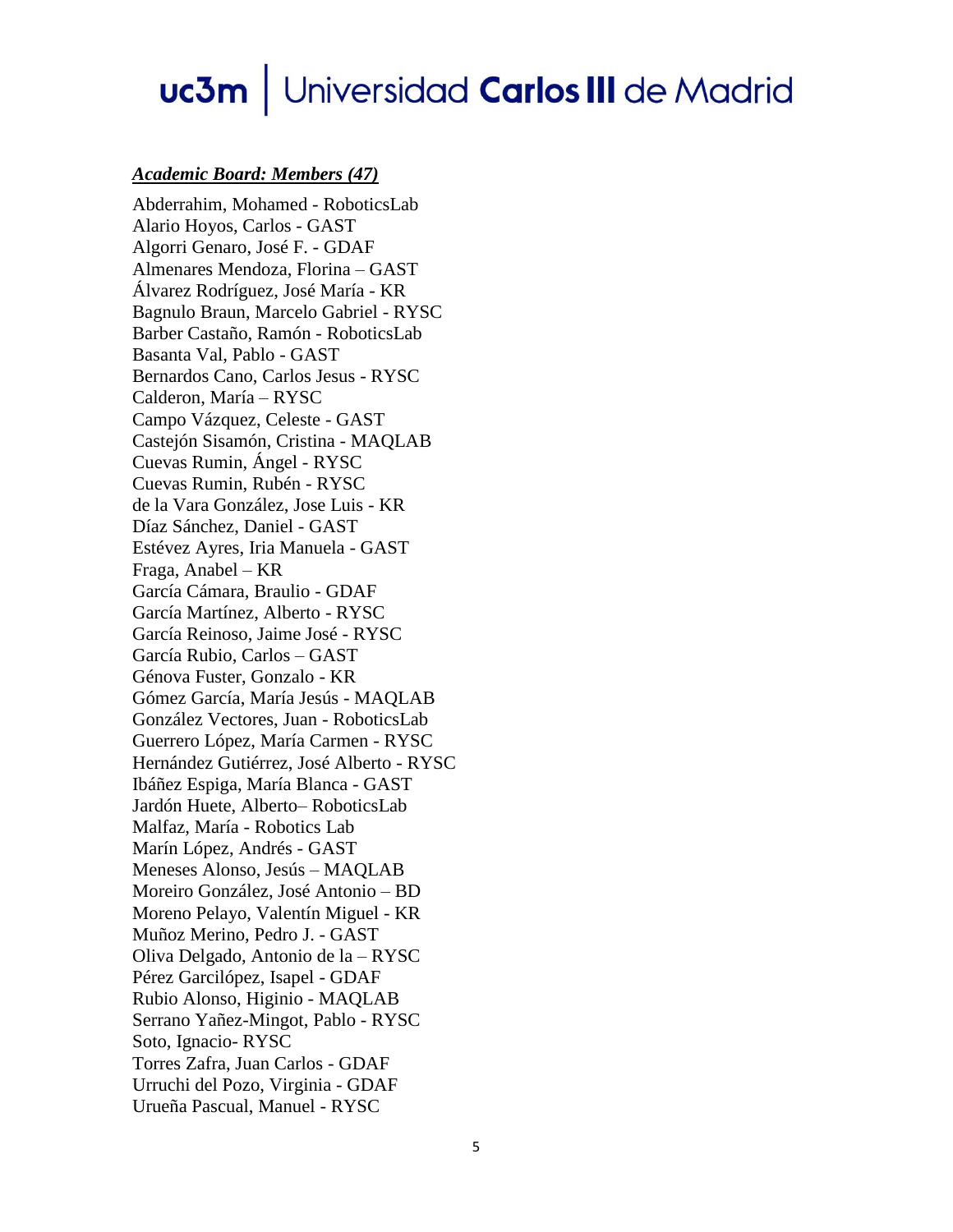***Academic Board: Members (47)***

Abderrahim, Mohamed - RoboticsLab
Alario Hoyos, Carlos - GAST
Algorri Genaro, José F. - GDAF
Almenares Mendoza, Florina – GAST
Álvarez Rodríguez, José María - KR
Bagnulo Braun, Marcelo Gabriel - RYSC
Barber Castaño, Ramón - RoboticsLab
Basanta Val, Pablo - GAST
Bernardos Cano, Carlos Jesus - RYSC
Calderon, María – RYSC
Campo Vázquez, Celeste - GAST
Castejón Sisamón, Cristina - MAQLAB
Cuevas Rumin, Ángel - RYSC
Cuevas Rumin, Rubén - RYSC
de la Vara González, Jose Luis - KR
Díaz Sánchez, Daniel - GAST
Estévez Ayres, Iria Manuela - GAST
Fraga, Anabel – KR
García Cámara, Braulio - GDAF
García Martínez, Alberto - RYSC
García Reinoso, Jaime José - RYSC
García Rubio, Carlos – GAST
Génova Fuster, Gonzalo - KR
Gómez García, María Jesús - MAQLAB
González Vectores, Juan - RoboticsLab
Guerrero López, María Carmen - RYSC
Hernández Gutiérrez, José Alberto - RYSC
Ibáñez Espiga, María Blanca - GAST
Jardón Huete, Alberto– RoboticsLab
Malfaz, María - Robotics Lab
Marín López, Andrés - GAST
Meneses Alonso, Jesús – MAQLAB
Moreiro González, José Antonio – BD
Moreno Pelayo, Valentín Miguel - KR
Muñoz Merino, Pedro J. - GAST
Oliva Delgado, Antonio de la – RYSC
Pérez Garcilópez, Isapel - GDAF
Rubio Alonso, Higinio - MAQLAB
Serrano Yañez-Mingot, Pablo - RYSC
Soto, Ignacio- RYSC
Torres Zafra, Juan Carlos - GDAF
Urruchi del Pozo, Virginia - GDAF
Urueña Pascual, Manuel - RYSC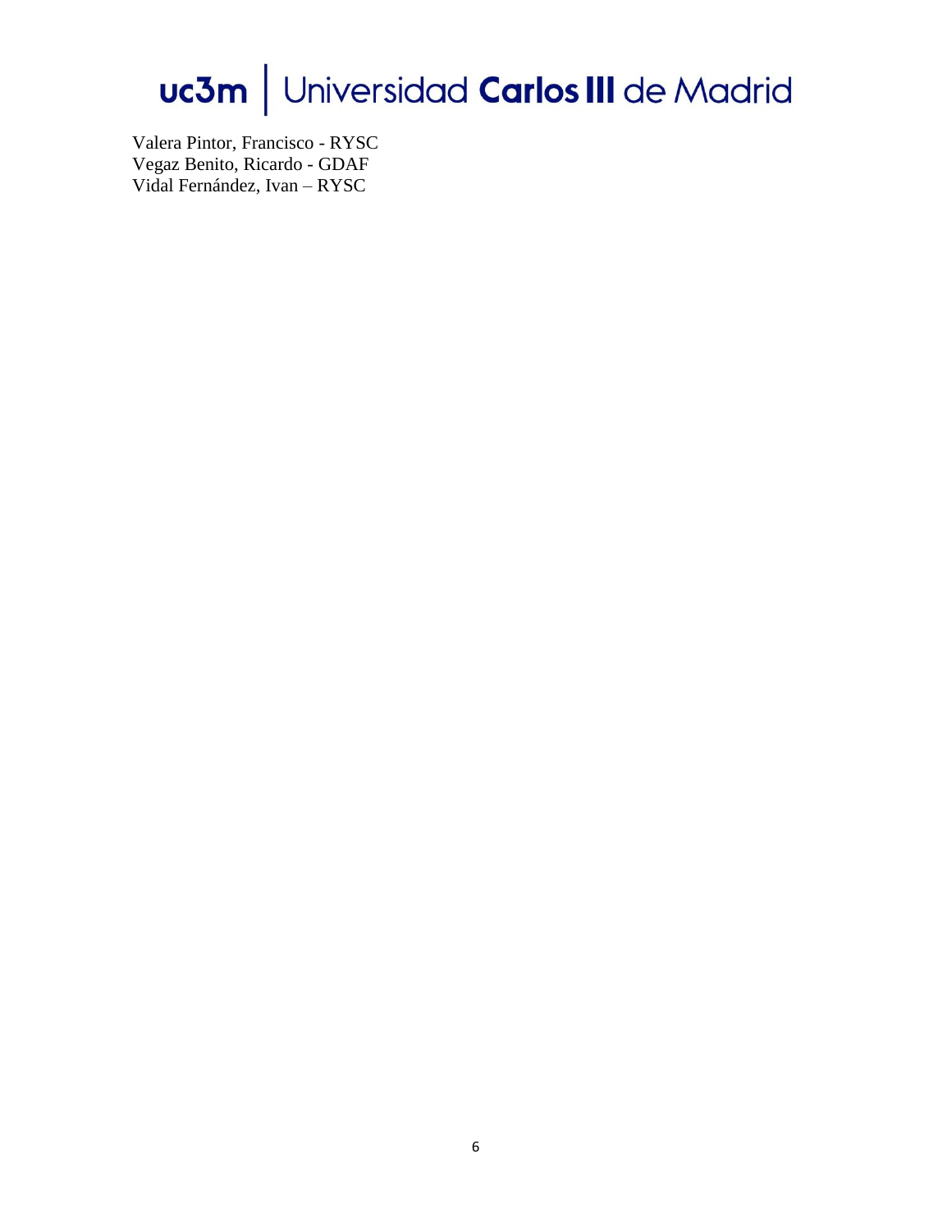Valera Pintor, Francisco - RYSC
Vegaz Benito, Ricardo - GDAF
Vidal Fernández, Ivan – RYSC